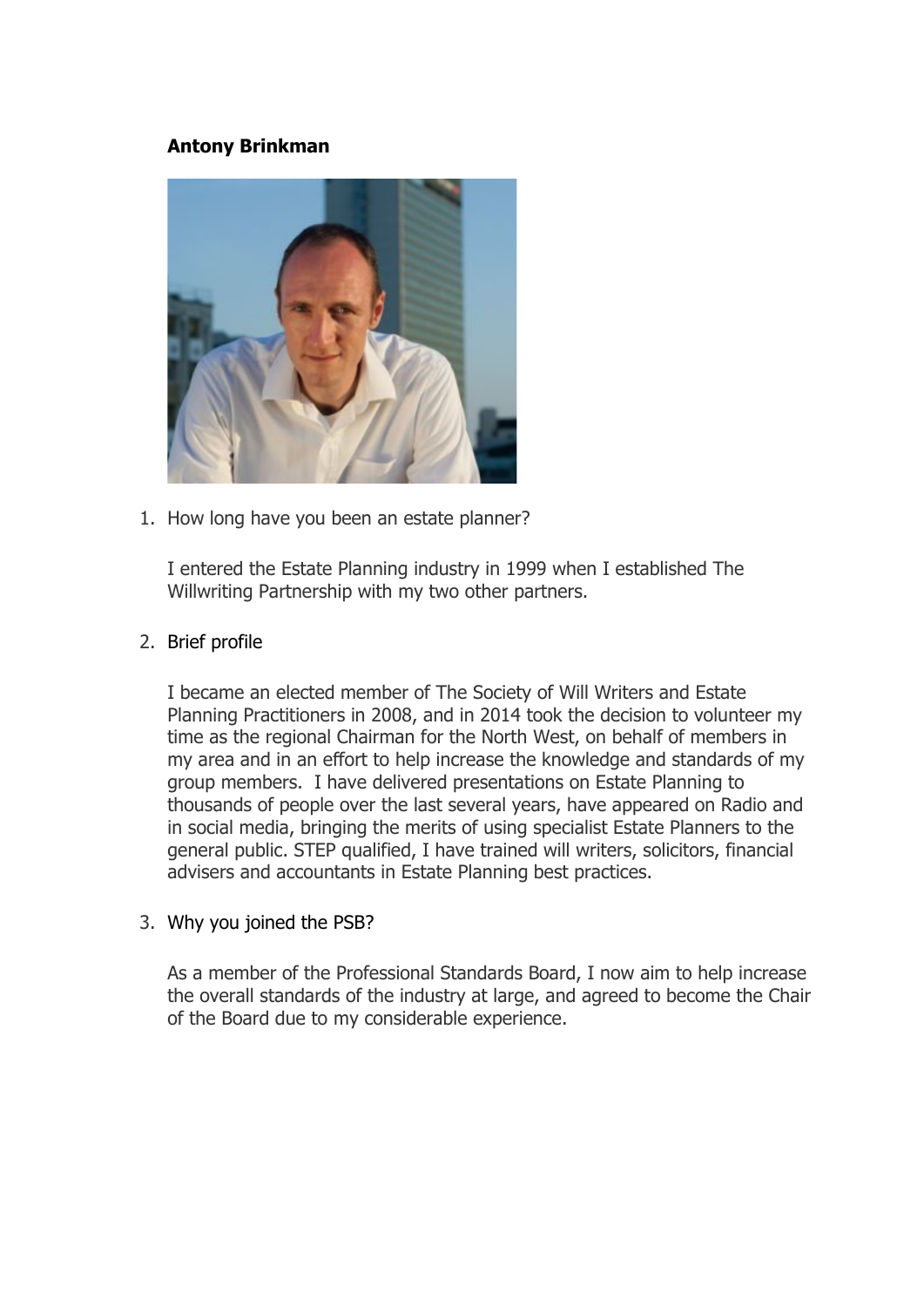**Antony Brinkman**

1. How long have you been an estate planner?

   I entered the Estate Planning industry in 1999 when I established The Willwriting Partnership with my two other partners.

2. Brief profile

   I became an elected member of The Society of Will Writers and Estate Planning Practitioners in 2008, and in 2014 took the decision to volunteer my time as the regional Chairman for the North West, on behalf of members in my area and in an effort to help increase the knowledge and standards of my group members. I have delivered presentations on Estate Planning to thousands of people over the last several years, have appeared on Radio and in social media, bringing the merits of using specialist Estate Planners to the general public. STEP qualified, I have trained will writers, solicitors, financial advisers and accountants in Estate Planning best practices.

3. Why you joined the PSB?

   As a member of the Professional Standards Board, I now aim to help increase the overall standards of the industry at large, and agreed to become the Chair of the Board due to my considerable experience.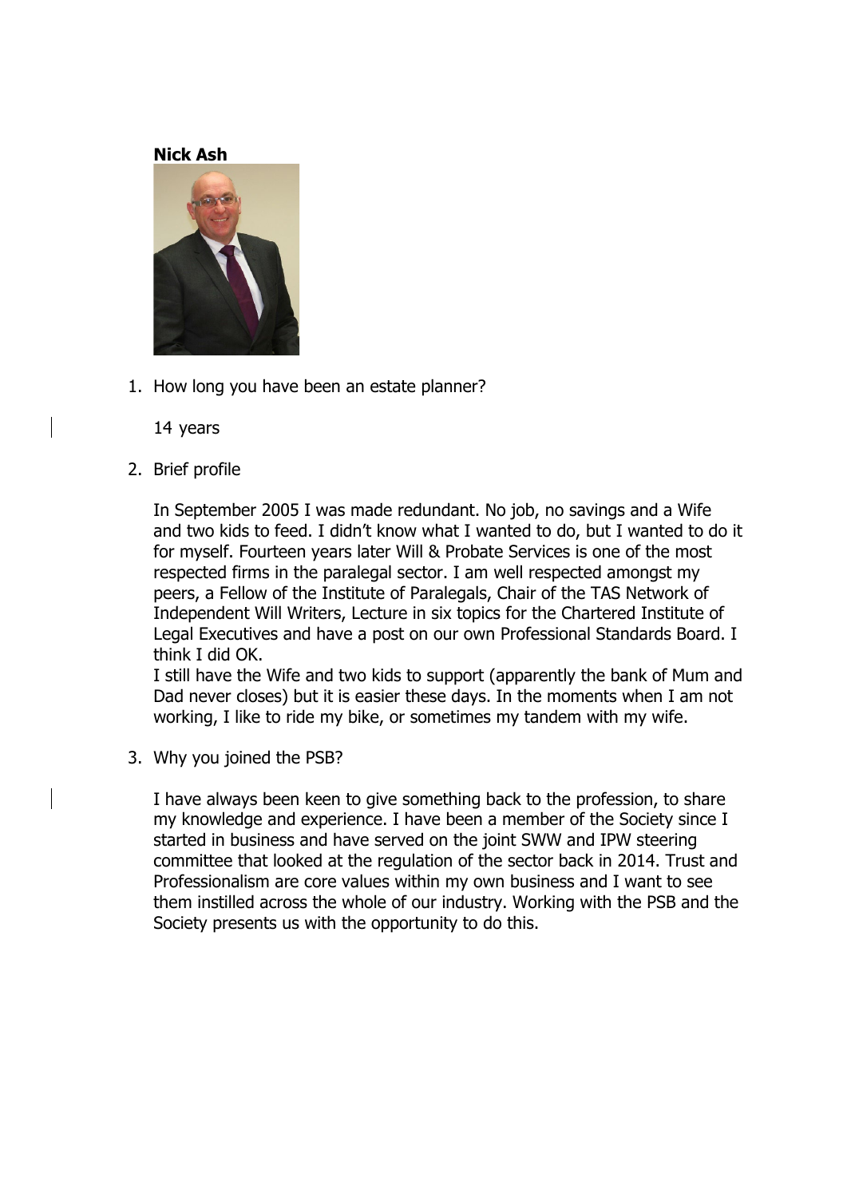**Nick Ash**

1. How long you have been an estate planner?

   14 years

2. Brief profile

   In September 2005 I was made redundant. No job, no savings and a Wife and two kids to feed. I didn't know what I wanted to do, but I wanted to do it for myself. Fourteen years later Will & Probate Services is one of the most respected firms in the paralegal sector. I am well respected amongst my peers, a Fellow of the Institute of Paralegals, Chair of the TAS Network of Independent Will Writers, Lecture in six topics for the Chartered Institute of Legal Executives and have a post on our own Professional Standards Board. I think I did OK.
   I still have the Wife and two kids to support (apparently the bank of Mum and Dad never closes) but it is easier these days. In the moments when I am not working, I like to ride my bike, or sometimes my tandem with my wife.

3. Why you joined the PSB?

   I have always been keen to give something back to the profession, to share my knowledge and experience. I have been a member of the Society since I started in business and have served on the joint SWW and IPW steering committee that looked at the regulation of the sector back in 2014. Trust and Professionalism are core values within my own business and I want to see them instilled across the whole of our industry. Working with the PSB and the Society presents us with the opportunity to do this.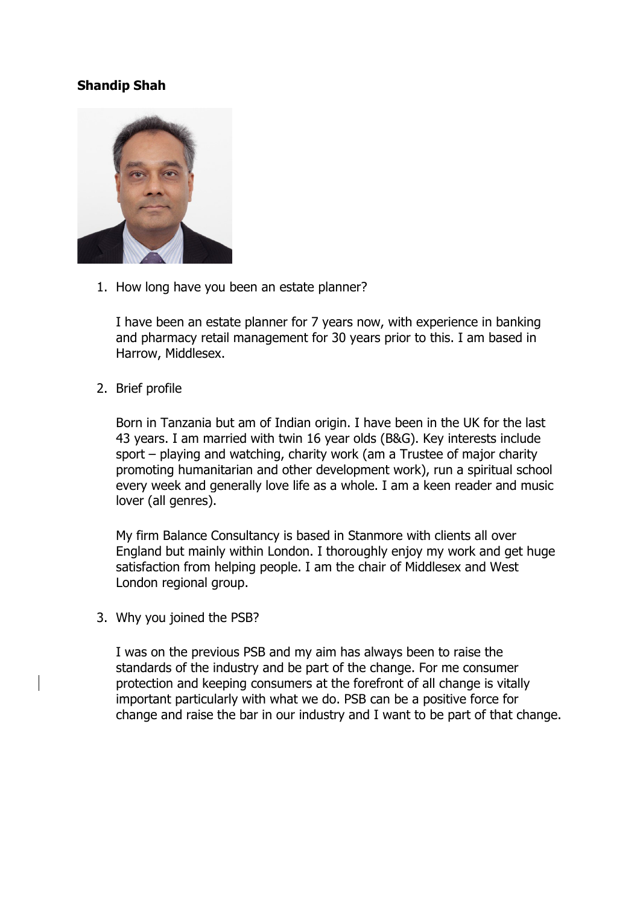**Shandip Shah**

1. How long have you been an estate planner?

   I have been an estate planner for 7 years now, with experience in banking and pharmacy retail management for 30 years prior to this. I am based in Harrow, Middlesex.

2. Brief profile

   Born in Tanzania but am of Indian origin. I have been in the UK for the last 43 years. I am married with twin 16 year olds (B&G). Key interests include sport – playing and watching, charity work (am a Trustee of major charity promoting humanitarian and other development work), run a spiritual school every week and generally love life as a whole. I am a keen reader and music lover (all genres).

   My firm Balance Consultancy is based in Stanmore with clients all over England but mainly within London. I thoroughly enjoy my work and get huge satisfaction from helping people. I am the chair of Middlesex and West London regional group.

3. Why you joined the PSB?

   I was on the previous PSB and my aim has always been to raise the standards of the industry and be part of the change. For me consumer protection and keeping consumers at the forefront of all change is vitally important particularly with what we do. PSB can be a positive force for change and raise the bar in our industry and I want to be part of that change.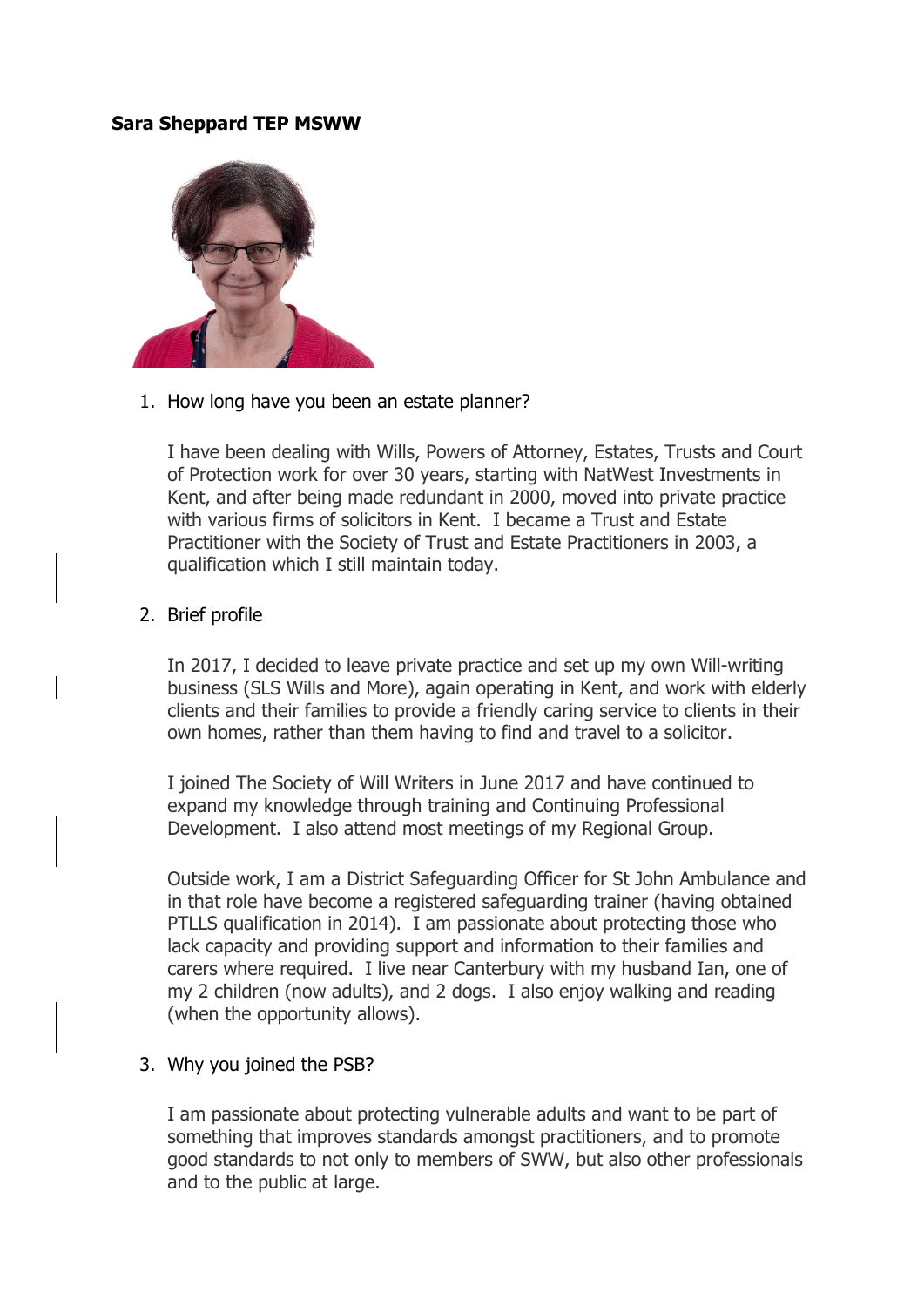**Sara Sheppard TEP MSWW**

1. How long have you been an estate planner?

   I have been dealing with Wills, Powers of Attorney, Estates, Trusts and Court of Protection work for over 30 years, starting with NatWest Investments in Kent, and after being made redundant in 2000, moved into private practice with various firms of solicitors in Kent. I became a Trust and Estate Practitioner with the Society of Trust and Estate Practitioners in 2003, a qualification which I still maintain today.

2. Brief profile

   In 2017, I decided to leave private practice and set up my own Will-writing business (SLS Wills and More), again operating in Kent, and work with elderly clients and their families to provide a friendly caring service to clients in their own homes, rather than them having to find and travel to a solicitor.

   I joined The Society of Will Writers in June 2017 and have continued to expand my knowledge through training and Continuing Professional Development. I also attend most meetings of my Regional Group.

   Outside work, I am a District Safeguarding Officer for St John Ambulance and in that role have become a registered safeguarding trainer (having obtained PTLLS qualification in 2014). I am passionate about protecting those who lack capacity and providing support and information to their families and carers where required. I live near Canterbury with my husband Ian, one of my 2 children (now adults), and 2 dogs. I also enjoy walking and reading (when the opportunity allows).

3. Why you joined the PSB?

   I am passionate about protecting vulnerable adults and want to be part of something that improves standards amongst practitioners, and to promote good standards to not only to members of SWW, but also other professionals and to the public at large.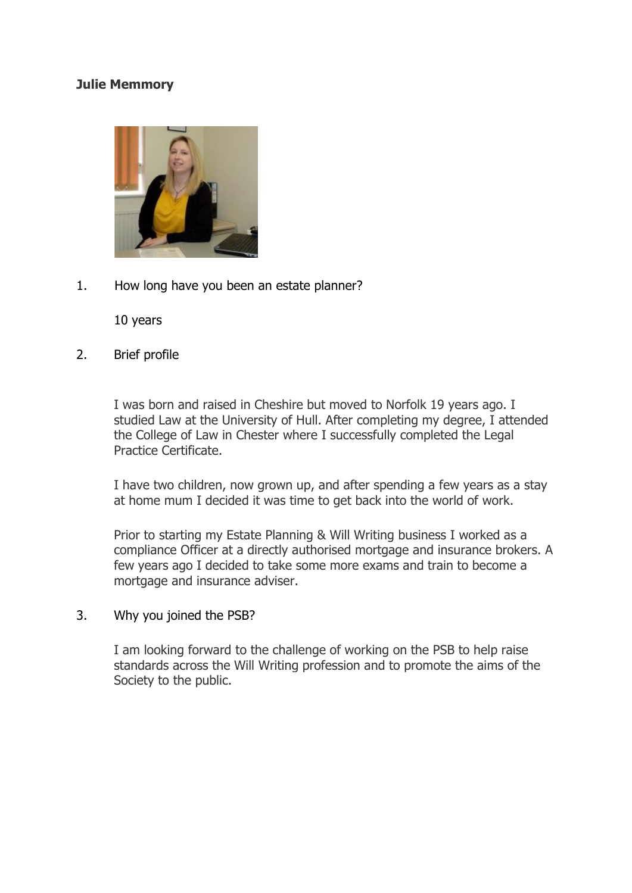**Julie Memmory**

1. How long have you been an estate planner?

   10 years

2. Brief profile

   I was born and raised in Cheshire but moved to Norfolk 19 years ago. I studied Law at the University of Hull. After completing my degree, I attended the College of Law in Chester where I successfully completed the Legal Practice Certificate.

   I have two children, now grown up, and after spending a few years as a stay at home mum I decided it was time to get back into the world of work.

   Prior to starting my Estate Planning & Will Writing business I worked as a compliance Officer at a directly authorised mortgage and insurance brokers. A few years ago I decided to take some more exams and train to become a mortgage and insurance adviser.

3. Why you joined the PSB?

   I am looking forward to the challenge of working on the PSB to help raise standards across the Will Writing profession and to promote the aims of the Society to the public.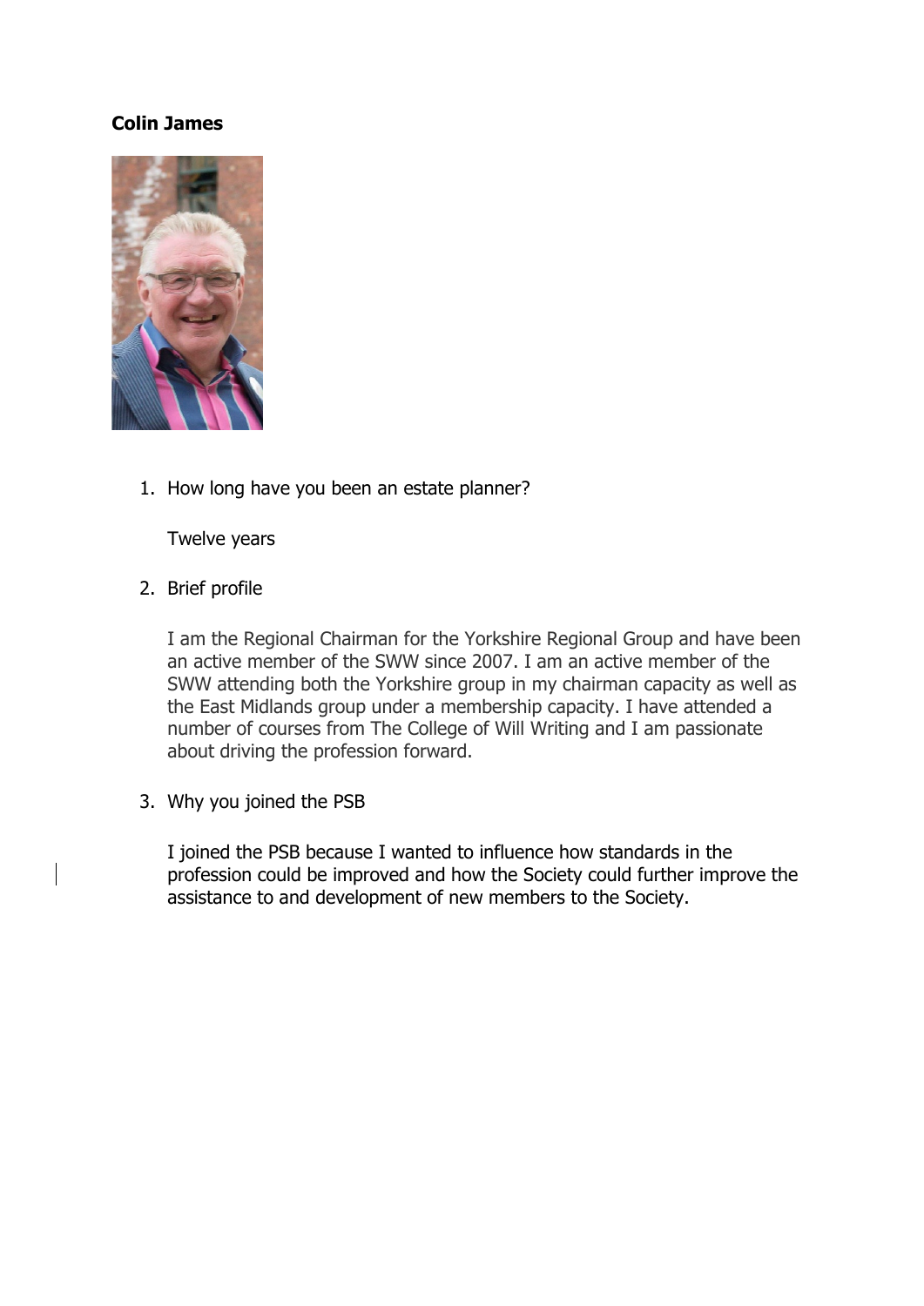**Colin James**

1. How long have you been an estate planner?

   Twelve years

2. Brief profile

   I am the Regional Chairman for the Yorkshire Regional Group and have been an active member of the SWW since 2007. I am an active member of the SWW attending both the Yorkshire group in my chairman capacity as well as the East Midlands group under a membership capacity. I have attended a number of courses from The College of Will Writing and I am passionate about driving the profession forward.

3. Why you joined the PSB

   I joined the PSB because I wanted to influence how standards in the profession could be improved and how the Society could further improve the assistance to and development of new members to the Society.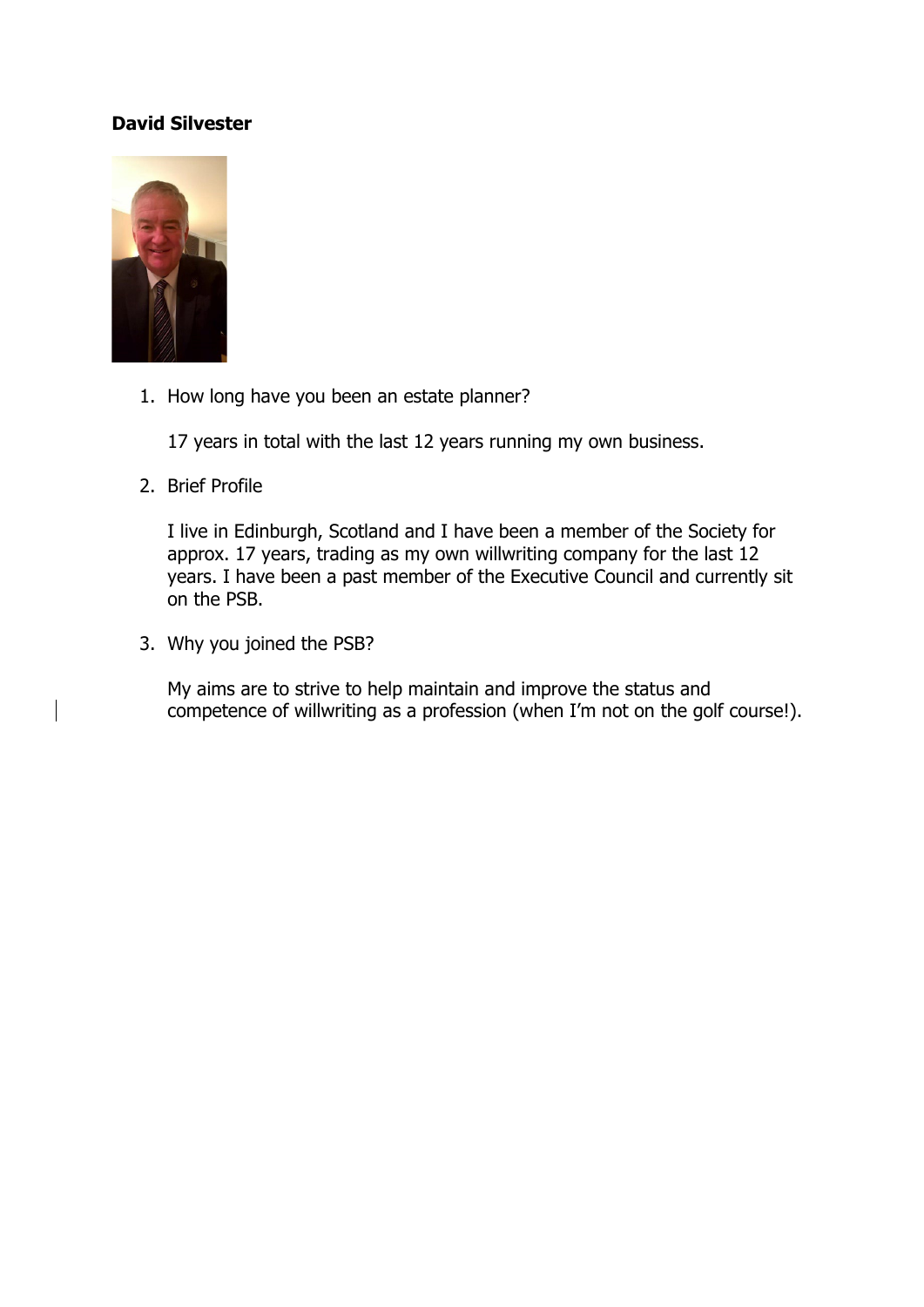**David Silvester**

1. How long have you been an estate planner?

   17 years in total with the last 12 years running my own business.

2. Brief Profile

   I live in Edinburgh, Scotland and I have been a member of the Society for approx. 17 years, trading as my own willwriting company for the last 12 years. I have been a past member of the Executive Council and currently sit on the PSB.

3. Why you joined the PSB?

   My aims are to strive to help maintain and improve the status and competence of willwriting as a profession (when I'm not on the golf course!).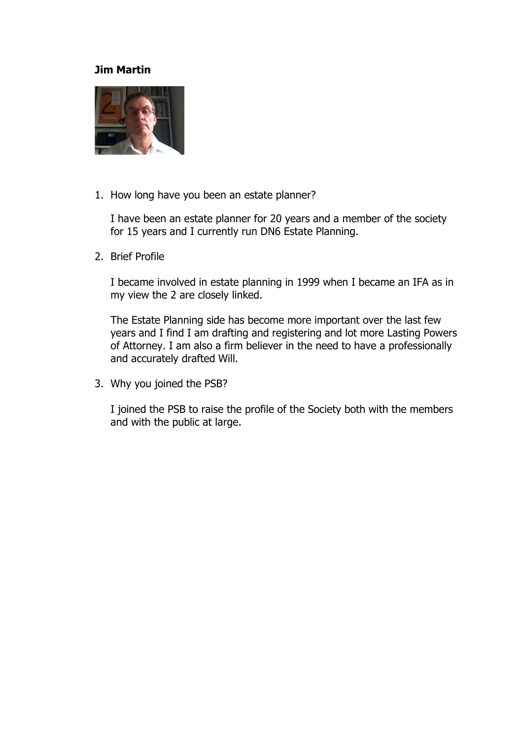**Jim Martin**

1. How long have you been an estate planner?

   I have been an estate planner for 20 years and a member of the society for 15 years and I currently run DN6 Estate Planning.

2. Brief Profile

   I became involved in estate planning in 1999 when I became an IFA as in my view the 2 are closely linked.

   The Estate Planning side has become more important over the last few years and I find I am drafting and registering and lot more Lasting Powers of Attorney. I am also a firm believer in the need to have a professionally and accurately drafted Will.

3. Why you joined the PSB?

   I joined the PSB to raise the profile of the Society both with the members and with the public at large.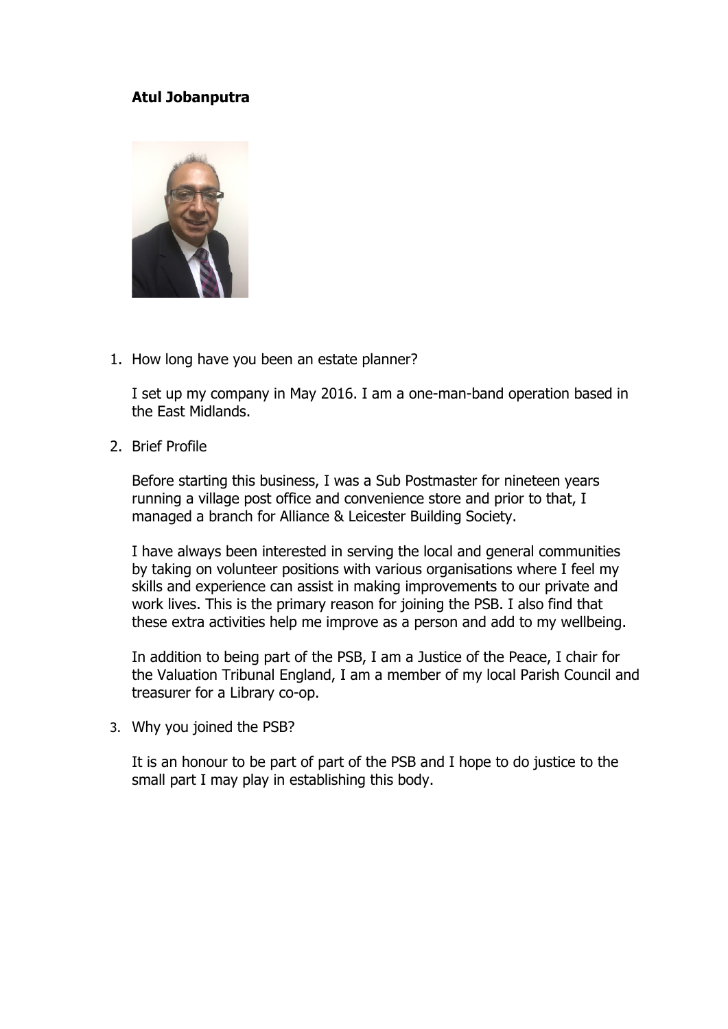**Atul Jobanputra**

1. How long have you been an estate planner?

   I set up my company in May 2016. I am a one-man-band operation based in the East Midlands.

2. Brief Profile

   Before starting this business, I was a Sub Postmaster for nineteen years running a village post office and convenience store and prior to that, I managed a branch for Alliance & Leicester Building Society.

   I have always been interested in serving the local and general communities by taking on volunteer positions with various organisations where I feel my skills and experience can assist in making improvements to our private and work lives. This is the primary reason for joining the PSB. I also find that these extra activities help me improve as a person and add to my wellbeing.

   In addition to being part of the PSB, I am a Justice of the Peace, I chair for the Valuation Tribunal England, I am a member of my local Parish Council and treasurer for a Library co-op.

3. Why you joined the PSB?

   It is an honour to be part of part of the PSB and I hope to do justice to the small part I may play in establishing this body.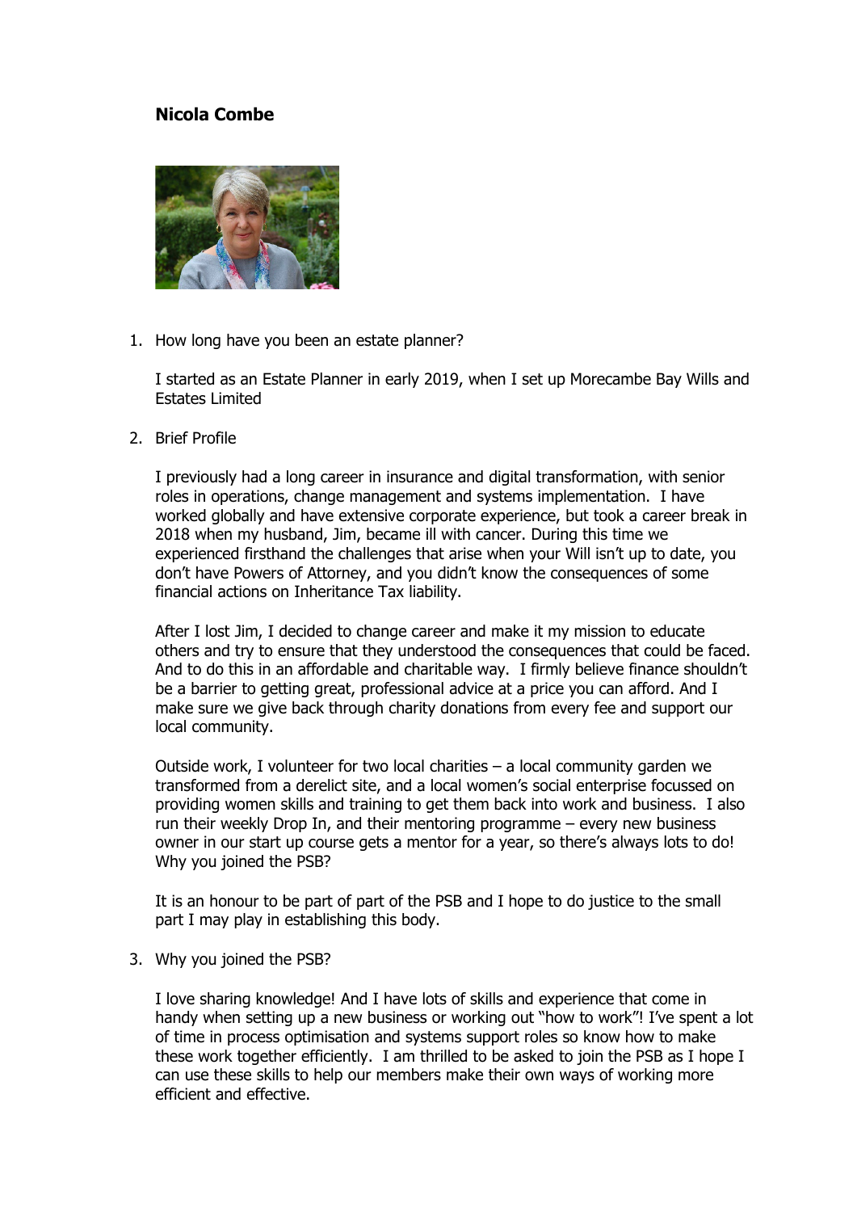**Nicola Combe**

1. How long have you been an estate planner?

   I started as an Estate Planner in early 2019, when I set up Morecambe Bay Wills and Estates Limited

2. Brief Profile

   I previously had a long career in insurance and digital transformation, with senior roles in operations, change management and systems implementation. I have worked globally and have extensive corporate experience, but took a career break in 2018 when my husband, Jim, became ill with cancer. During this time we experienced firsthand the challenges that arise when your Will isn't up to date, you don't have Powers of Attorney, and you didn't know the consequences of some financial actions on Inheritance Tax liability.

   After I lost Jim, I decided to change career and make it my mission to educate others and try to ensure that they understood the consequences that could be faced. And to do this in an affordable and charitable way. I firmly believe finance shouldn't be a barrier to getting great, professional advice at a price you can afford. And I make sure we give back through charity donations from every fee and support our local community.

   Outside work, I volunteer for two local charities – a local community garden we transformed from a derelict site, and a local women's social enterprise focussed on providing women skills and training to get them back into work and business. I also run their weekly Drop In, and their mentoring programme – every new business owner in our start up course gets a mentor for a year, so there's always lots to do! Why you joined the PSB?

   It is an honour to be part of part of the PSB and I hope to do justice to the small part I may play in establishing this body.

3. Why you joined the PSB?

   I love sharing knowledge! And I have lots of skills and experience that come in handy when setting up a new business or working out "how to work"! I've spent a lot of time in process optimisation and systems support roles so know how to make these work together efficiently. I am thrilled to be asked to join the PSB as I hope I can use these skills to help our members make their own ways of working more efficient and effective.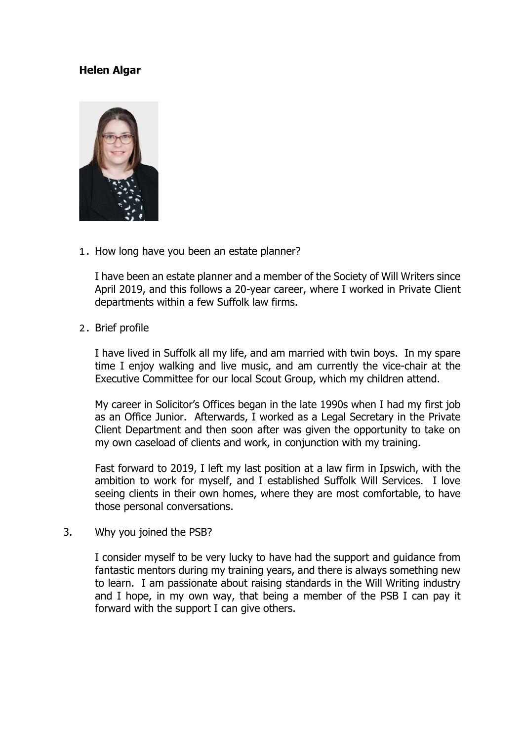**Helen Algar**

1. How long have you been an estate planner?

   I have been an estate planner and a member of the Society of Will Writers since April 2019, and this follows a 20-year career, where I worked in Private Client departments within a few Suffolk law firms.

2. Brief profile

   I have lived in Suffolk all my life, and am married with twin boys. In my spare time I enjoy walking and live music, and am currently the vice-chair at the Executive Committee for our local Scout Group, which my children attend.

   My career in Solicitor's Offices began in the late 1990s when I had my first job as an Office Junior. Afterwards, I worked as a Legal Secretary in the Private Client Department and then soon after was given the opportunity to take on my own caseload of clients and work, in conjunction with my training.

   Fast forward to 2019, I left my last position at a law firm in Ipswich, with the ambition to work for myself, and I established Suffolk Will Services. I love seeing clients in their own homes, where they are most comfortable, to have those personal conversations.

3. Why you joined the PSB?

   I consider myself to be very lucky to have had the support and guidance from fantastic mentors during my training years, and there is always something new to learn. I am passionate about raising standards in the Will Writing industry and I hope, in my own way, that being a member of the PSB I can pay it forward with the support I can give others.